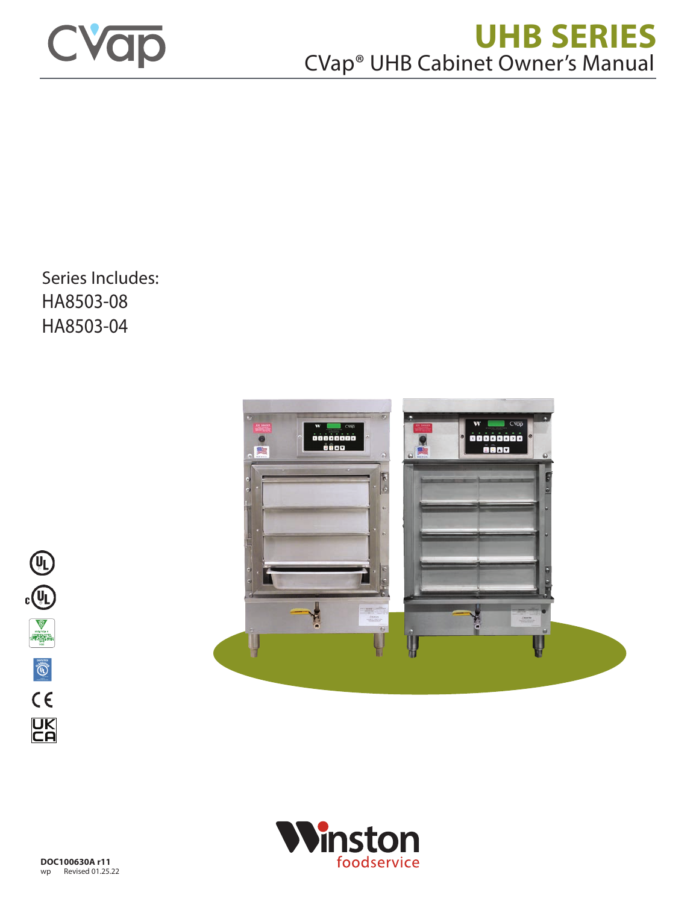CVap

# UHB SERIES

## CVap® UHB Cabinet Owner's Manual

Series Includes:
HA8503-08
HA8503-04

Winston foodservice

**DOC100630A r11**
wp Revised 01.25.22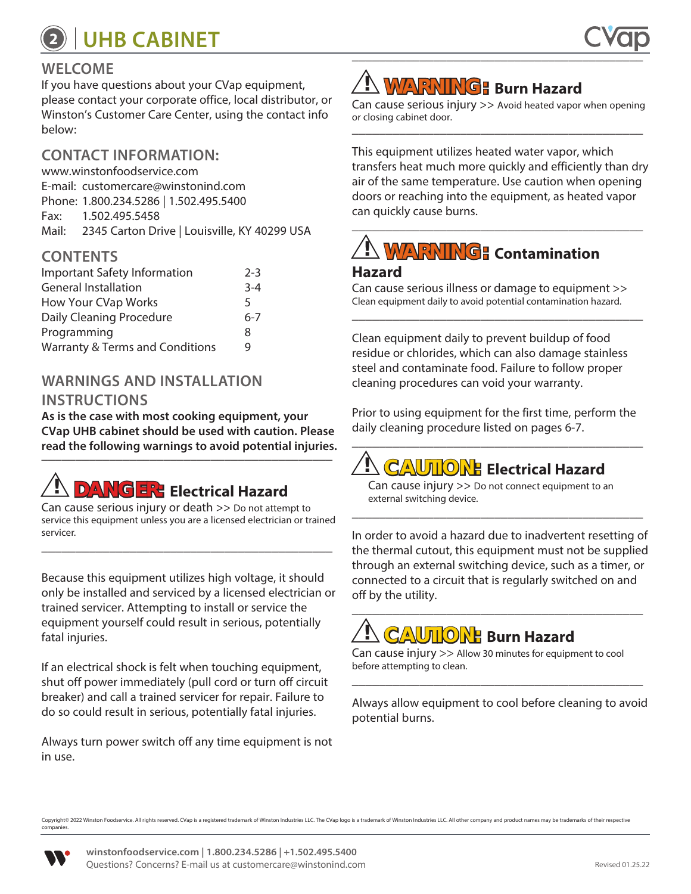# UHB CABINET

## WELCOME

If you have questions about your CVap equipment, please contact your corporate office, local distributor, or Winston's Customer Care Center, using the contact info below:

## CONTACT INFORMATION:

www.winstonfoodservice.com
E-mail: customercare@winstonind.com
Phone: 1.800.234.5286 | 1.502.495.5400
Fax: 1.502.495.5458
Mail: 2345 Carton Drive | Louisville, KY 40299 USA

## CONTENTS

| Section | Pages |
|---|---|
| Important Safety Information | 2-3 |
| General Installation | 3-4 |
| How Your CVap Works | 5 |
| Daily Cleaning Procedure | 6-7 |
| Programming | 8 |
| Warranty & Terms and Conditions | 9 |

## WARNINGS AND INSTALLATION INSTRUCTIONS

**As is the case with most cooking equipment, your CVap UHB cabinet should be used with caution. Please read the following warnings to avoid potential injuries.**

### ⚠ DANGER: Electrical Hazard

Can cause serious injury or death >> Do not attempt to service this equipment unless you are a licensed electrician or trained servicer.

Because this equipment utilizes high voltage, it should only be installed and serviced by a licensed electrician or trained servicer. Attempting to install or service the equipment yourself could result in serious, potentially fatal injuries.

If an electrical shock is felt when touching equipment, shut off power immediately (pull cord or turn off circuit breaker) and call a trained servicer for repair. Failure to do so could result in serious, potentially fatal injuries.

Always turn power switch off any time equipment is not in use.

### ⚠ WARNING: Burn Hazard

Can cause serious injury >> Avoid heated vapor when opening or closing cabinet door.

This equipment utilizes heated water vapor, which transfers heat much more quickly and efficiently than dry air of the same temperature. Use caution when opening doors or reaching into the equipment, as heated vapor can quickly cause burns.

### ⚠ WARNING: Contamination Hazard

Can cause serious illness or damage to equipment >> Clean equipment daily to avoid potential contamination hazard.

Clean equipment daily to prevent buildup of food residue or chlorides, which can also damage stainless steel and contaminate food. Failure to follow proper cleaning procedures can void your warranty.

Prior to using equipment for the first time, perform the daily cleaning procedure listed on pages 6-7.

### ⚠ CAUTION: Electrical Hazard

Can cause injury >> Do not connect equipment to an external switching device.

In order to avoid a hazard due to inadvertent resetting of the thermal cutout, this equipment must not be supplied through an external switching device, such as a timer, or connected to a circuit that is regularly switched on and off by the utility.

### ⚠ CAUTION: Burn Hazard

Can cause injury >> Allow 30 minutes for equipment to cool before attempting to clean.

Always allow equipment to cool before cleaning to avoid potential burns.

Copyright© 2022 Winston Foodservice. All rights reserved. CVap is a registered trademark of Winston Industries LLC. The CVap logo is a trademark of Winston Industries LLC. All other company and product names may be trademarks of their respective companies.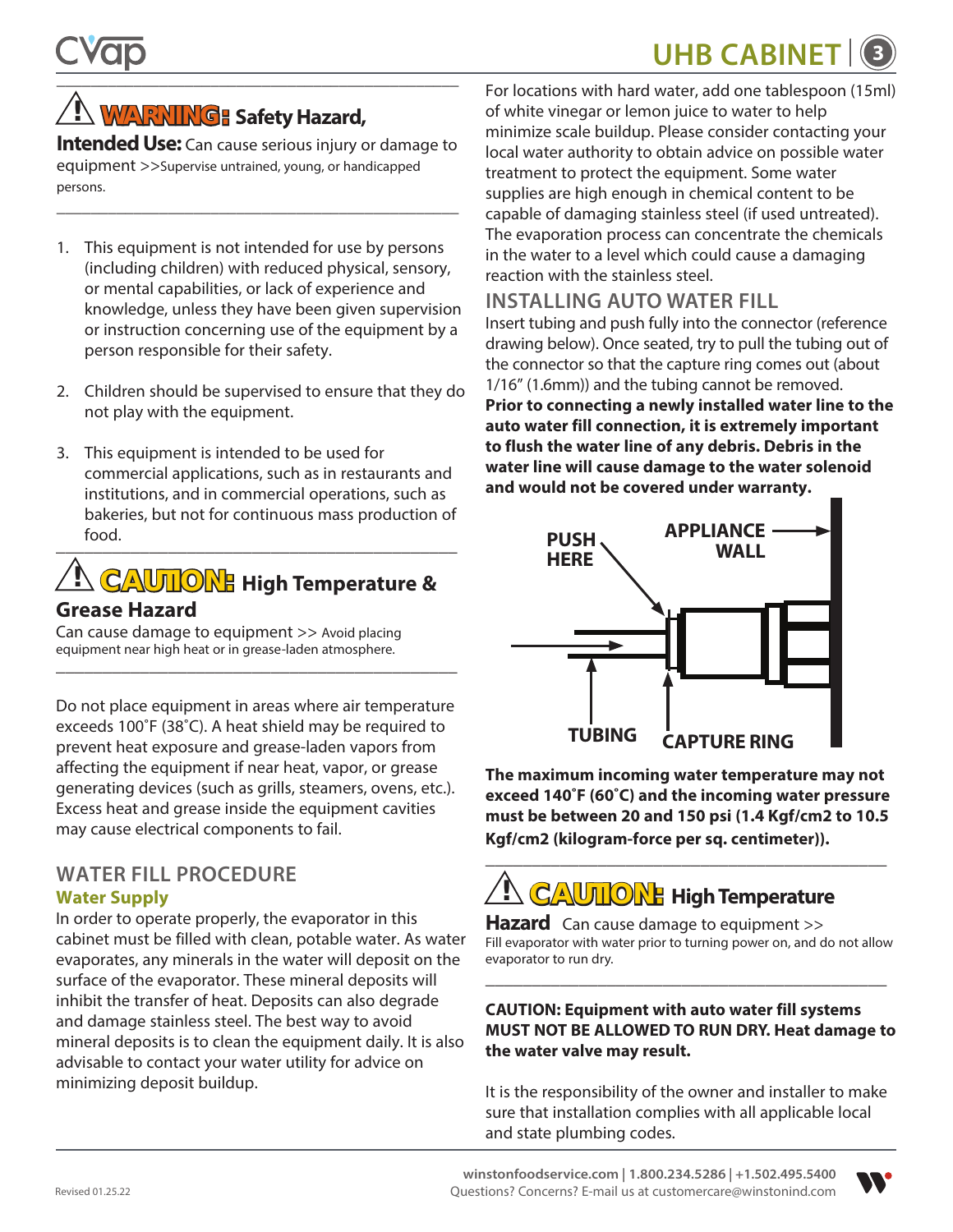**⚠ WARNING: Safety Hazard, Intended Use:** Can cause serious injury or damage to equipment >>Supervise untrained, young, or handicapped persons.

1. This equipment is not intended for use by persons (including children) with reduced physical, sensory, or mental capabilities, or lack of experience and knowledge, unless they have been given supervision or instruction concerning use of the equipment by a person responsible for their safety.

2. Children should be supervised to ensure that they do not play with the equipment.

3. This equipment is intended to be used for commercial applications, such as in restaurants and institutions, and in commercial operations, such as bakeries, but not for continuous mass production of food.

**⚠ CAUTION: High Temperature & Grease Hazard**
Can cause damage to equipment >> Avoid placing equipment near high heat or in grease-laden atmosphere.

Do not place equipment in areas where air temperature exceeds 100˚F (38˚C). A heat shield may be required to prevent heat exposure and grease-laden vapors from affecting the equipment if near heat, vapor, or grease generating devices (such as grills, steamers, ovens, etc.). Excess heat and grease inside the equipment cavities may cause electrical components to fail.

## WATER FILL PROCEDURE

### Water Supply

In order to operate properly, the evaporator in this cabinet must be filled with clean, potable water. As water evaporates, any minerals in the water will deposit on the surface of the evaporator. These mineral deposits will inhibit the transfer of heat. Deposits can also degrade and damage stainless steel. The best way to avoid mineral deposits is to clean the equipment daily. It is also advisable to contact your water utility for advice on minimizing deposit buildup.

For locations with hard water, add one tablespoon (15ml) of white vinegar or lemon juice to water to help minimize scale buildup. Please consider contacting your local water authority to obtain advice on possible water treatment to protect the equipment. Some water supplies are high enough in chemical content to be capable of damaging stainless steel (if used untreated). The evaporation process can concentrate the chemicals in the water to a level which could cause a damaging reaction with the stainless steel.

## INSTALLING AUTO WATER FILL

Insert tubing and push fully into the connector (reference drawing below). Once seated, try to pull the tubing out of the connector so that the capture ring comes out (about 1/16" (1.6mm)) and the tubing cannot be removed. **Prior to connecting a newly installed water line to the auto water fill connection, it is extremely important to flush the water line of any debris. Debris in the water line will cause damage to the water solenoid and would not be covered under warranty.**

PUSH HERE | APPLIANCE WALL | TUBING | CAPTURE RING

**The maximum incoming water temperature may not exceed 140˚F (60˚C) and the incoming water pressure must be between 20 and 150 psi (1.4 Kgf/cm2 to 10.5 Kgf/cm2 (kilogram-force per sq. centimeter)).**

**⚠ CAUTION: High Temperature Hazard** Can cause damage to equipment >> Fill evaporator with water prior to turning power on, and do not allow evaporator to run dry.

**CAUTION: Equipment with auto water fill systems MUST NOT BE ALLOWED TO RUN DRY. Heat damage to the water valve may result.**

It is the responsibility of the owner and installer to make sure that installation complies with all applicable local and state plumbing codes.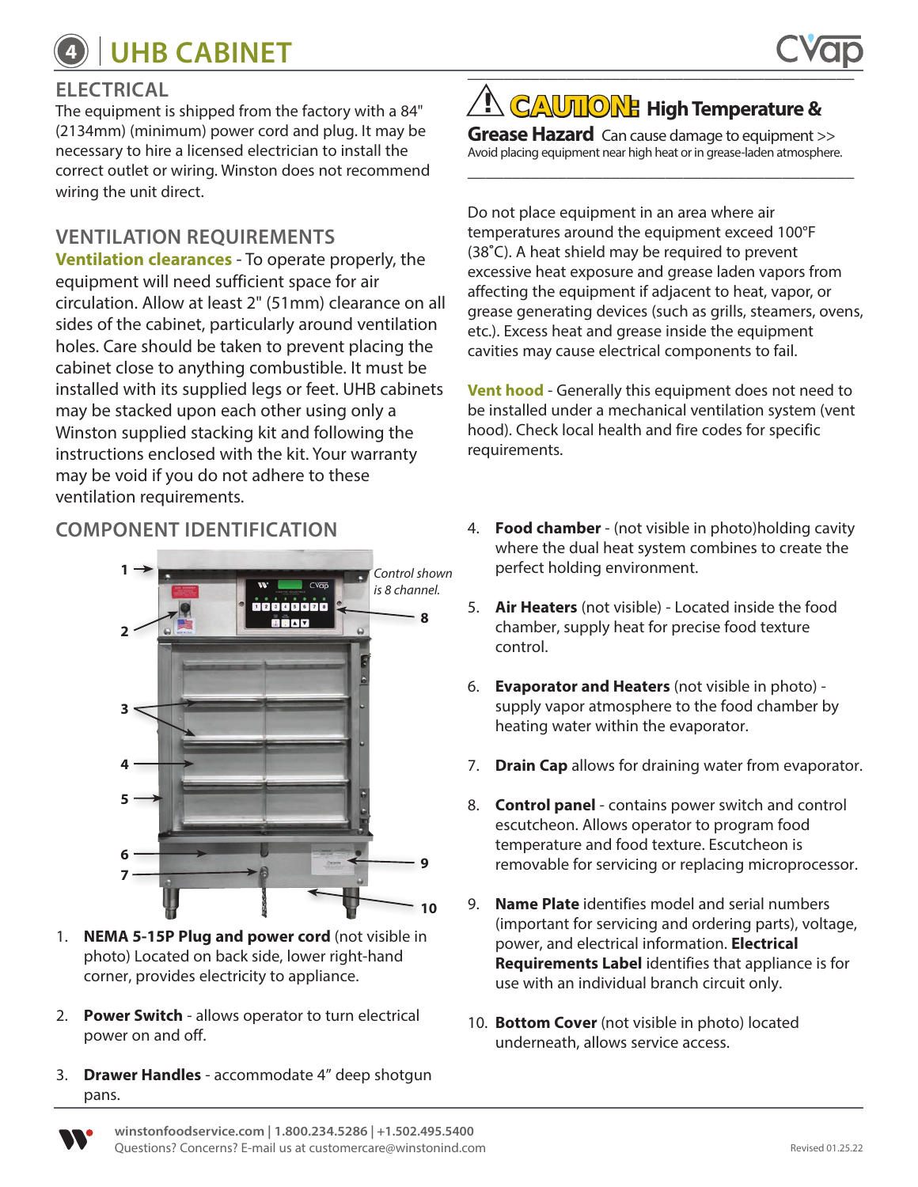# 4 | UHB CABINET

## ELECTRICAL

The equipment is shipped from the factory with a 84" (2134mm) (minimum) power cord and plug. It may be necessary to hire a licensed electrician to install the correct outlet or wiring. Winston does not recommend wiring the unit direct.

## VENTILATION REQUIREMENTS

**Ventilation clearances** - To operate properly, the equipment will need sufficient space for air circulation. Allow at least 2" (51mm) clearance on all sides of the cabinet, particularly around ventilation holes. Care should be taken to prevent placing the cabinet close to anything combustible. It must be installed with its supplied legs or feet. UHB cabinets may be stacked upon each other using only a Winston supplied stacking kit and following the instructions enclosed with the kit. Your warranty may be void if you do not adhere to these ventilation requirements.

**⚠ CAUTION: High Temperature & Grease Hazard** Can cause damage to equipment >>
Avoid placing equipment near high heat or in grease-laden atmosphere.

Do not place equipment in an area where air temperatures around the equipment exceed 100°F (38°C). A heat shield may be required to prevent excessive heat exposure and grease laden vapors from affecting the equipment if adjacent to heat, vapor, or grease generating devices (such as grills, steamers, ovens, etc.). Excess heat and grease inside the equipment cavities may cause electrical components to fail.

**Vent hood** - Generally this equipment does not need to be installed under a mechanical ventilation system (vent hood). Check local health and fire codes for specific requirements.

## COMPONENT IDENTIFICATION

*Control shown is 8 channel.*

1. **NEMA 5-15P Plug and power cord** (not visible in photo) Located on back side, lower right-hand corner, provides electricity to appliance.
2. **Power Switch** - allows operator to turn electrical power on and off.
3. **Drawer Handles** - accommodate 4" deep shotgun pans.
4. **Food chamber** - (not visible in photo)holding cavity where the dual heat system combines to create the perfect holding environment.
5. **Air Heaters** (not visible) - Located inside the food chamber, supply heat for precise food texture control.
6. **Evaporator and Heaters** (not visible in photo) - supply vapor atmosphere to the food chamber by heating water within the evaporator.
7. **Drain Cap** allows for draining water from evaporator.
8. **Control panel** - contains power switch and control escutcheon. Allows operator to program food temperature and food texture. Escutcheon is removable for servicing or replacing microprocessor.
9. **Name Plate** identifies model and serial numbers (important for servicing and ordering parts), voltage, power, and electrical information. **Electrical Requirements Label** identifies that appliance is for use with an individual branch circuit only.
10. **Bottom Cover** (not visible in photo) located underneath, allows service access.

winstonfoodservice.com | 1.800.234.5286 | +1.502.495.5400
Questions? Concerns? E-mail us at customercare@winstonind.com

Revised 01.25.22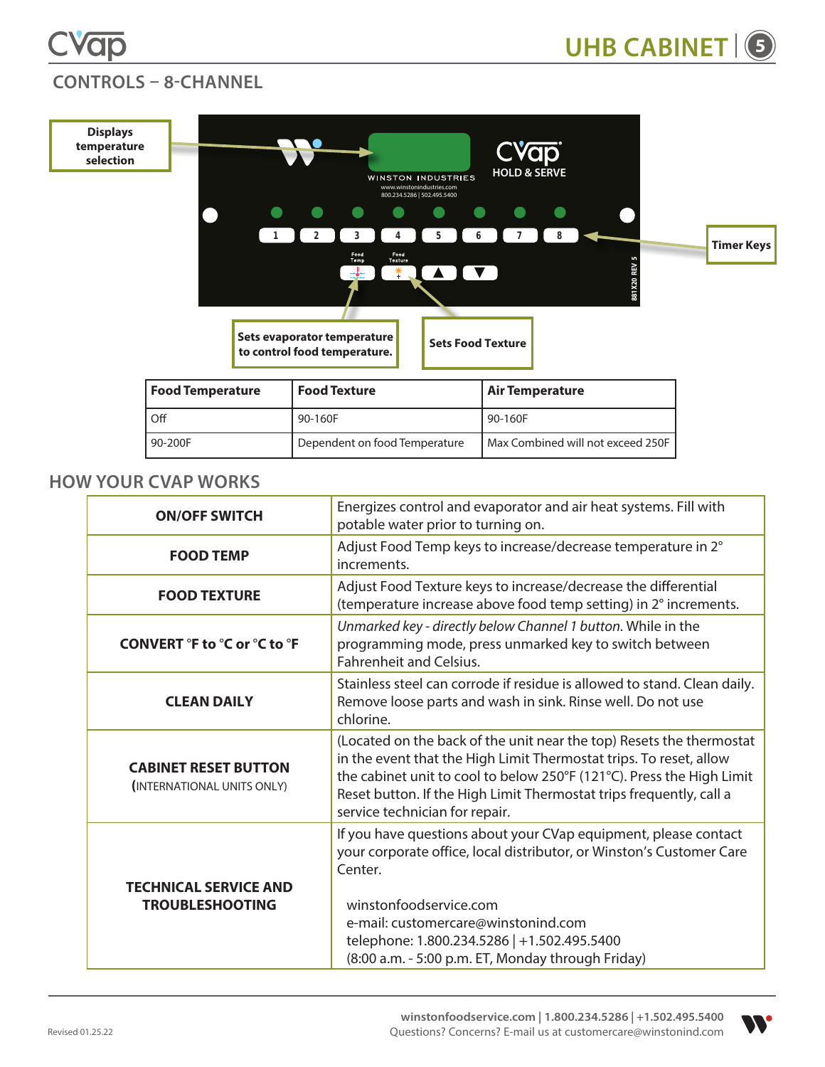## CONTROLS – 8-CHANNEL

Displays temperature selection

Timer Keys

Sets evaporator temperature to control food temperature.

Sets Food Texture

| Food Temperature | Food Texture | Air Temperature |
|---|---|---|
| Off | 90-160F | 90-160F |
| 90-200F | Dependent on food Temperature | Max Combined will not exceed 250F |

## HOW YOUR CVAP WORKS

| | |
|---|---|
| **ON/OFF SWITCH** | Energizes control and evaporator and air heat systems. Fill with potable water prior to turning on. |
| **FOOD TEMP** | Adjust Food Temp keys to increase/decrease temperature in 2° increments. |
| **FOOD TEXTURE** | Adjust Food Texture keys to increase/decrease the differential (temperature increase above food temp setting) in 2° increments. |
| **CONVERT °F to °C or °C to °F** | *Unmarked key - directly below Channel 1 button.* While in the programming mode, press unmarked key to switch between Fahrenheit and Celsius. |
| **CLEAN DAILY** | Stainless steel can corrode if residue is allowed to stand. Clean daily. Remove loose parts and wash in sink. Rinse well. Do not use chlorine. |
| **CABINET RESET BUTTON** (INTERNATIONAL UNITS ONLY) | (Located on the back of the unit near the top) Resets the thermostat in the event that the High Limit Thermostat trips. To reset, allow the cabinet unit to cool to below 250°F (121°C). Press the High Limit Reset button. If the High Limit Thermostat trips frequently, call a service technician for repair. |
| **TECHNICAL SERVICE AND TROUBLESHOOTING** | If you have questions about your CVap equipment, please contact your corporate office, local distributor, or Winston's Customer Care Center.<br><br>winstonfoodservice.com<br>e-mail: customercare@winstonind.com<br>telephone: 1.800.234.5286 \| +1.502.495.5400<br>(8:00 a.m. - 5:00 p.m. ET, Monday through Friday) |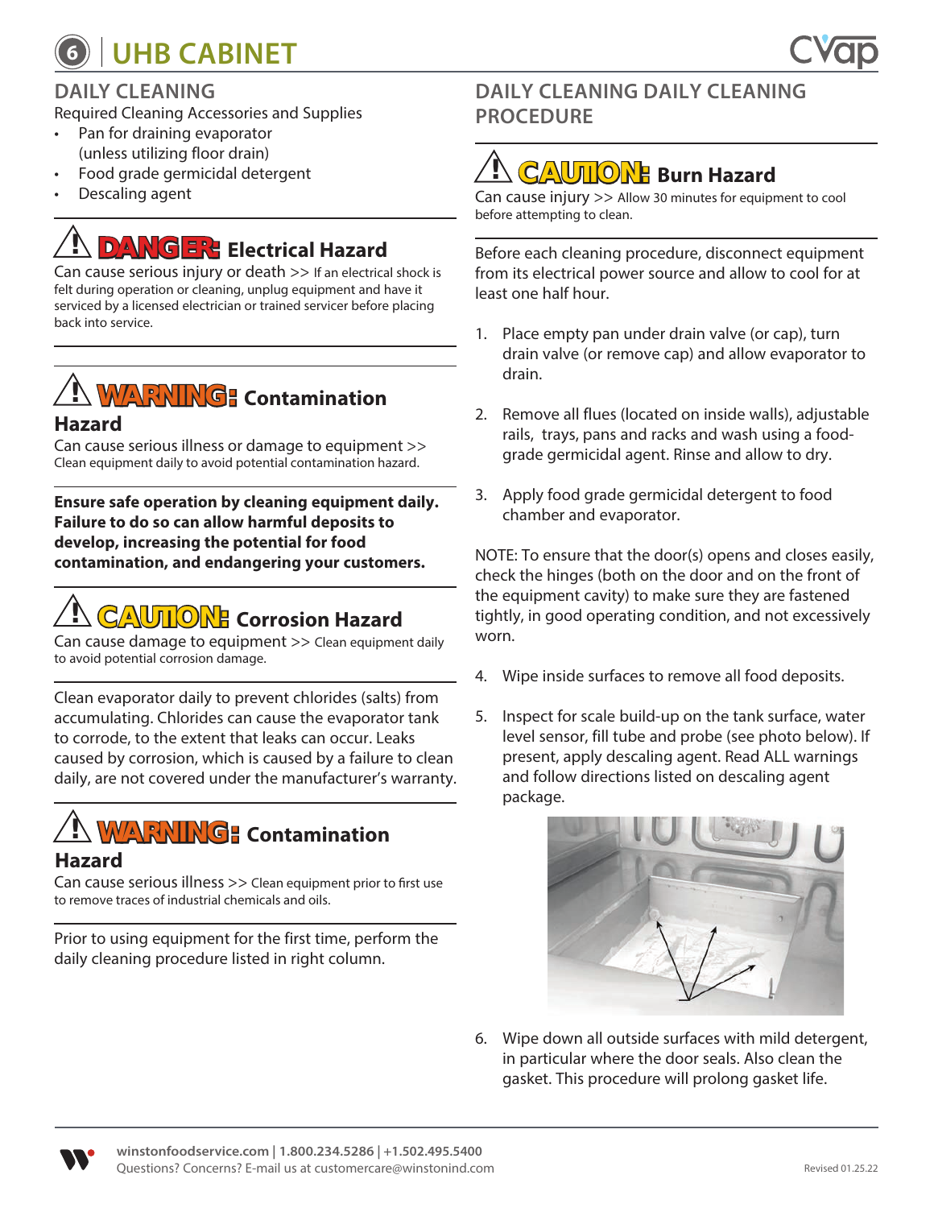# 6 | UHB CABINET

## DAILY CLEANING

Required Cleaning Accessories and Supplies

- Pan for draining evaporator (unless utilizing floor drain)
- Food grade germicidal detergent
- Descaling agent

**DANGER: Electrical Hazard**

Can cause serious injury or death >> If an electrical shock is felt during operation or cleaning, unplug equipment and have it serviced by a licensed electrician or trained servicer before placing back into service.

**WARNING: Contamination Hazard**

Can cause serious illness or damage to equipment >> Clean equipment daily to avoid potential contamination hazard.

**Ensure safe operation by cleaning equipment daily. Failure to do so can allow harmful deposits to develop, increasing the potential for food contamination, and endangering your customers.**

**CAUTION: Corrosion Hazard**

Can cause damage to equipment >> Clean equipment daily to avoid potential corrosion damage.

Clean evaporator daily to prevent chlorides (salts) from accumulating. Chlorides can cause the evaporator tank to corrode, to the extent that leaks can occur. Leaks caused by corrosion, which is caused by a failure to clean daily, are not covered under the manufacturer's warranty.

**WARNING: Contamination Hazard**

Can cause serious illness >> Clean equipment prior to first use to remove traces of industrial chemicals and oils.

Prior to using equipment for the first time, perform the daily cleaning procedure listed in right column.

## DAILY CLEANING DAILY CLEANING PROCEDURE

**CAUTION: Burn Hazard**

Can cause injury >> Allow 30 minutes for equipment to cool before attempting to clean.

Before each cleaning procedure, disconnect equipment from its electrical power source and allow to cool for at least one half hour.

1. Place empty pan under drain valve (or cap), turn drain valve (or remove cap) and allow evaporator to drain.
2. Remove all flues (located on inside walls), adjustable rails, trays, pans and racks and wash using a food-grade germicidal agent. Rinse and allow to dry.
3. Apply food grade germicidal detergent to food chamber and evaporator.

NOTE: To ensure that the door(s) opens and closes easily, check the hinges (both on the door and on the front of the equipment cavity) to make sure they are fastened tightly, in good operating condition, and not excessively worn.

4. Wipe inside surfaces to remove all food deposits.
5. Inspect for scale build-up on the tank surface, water level sensor, fill tube and probe (see photo below). If present, apply descaling agent. Read ALL warnings and follow directions listed on descaling agent package.
6. Wipe down all outside surfaces with mild detergent, in particular where the door seals. Also clean the gasket. This procedure will prolong gasket life.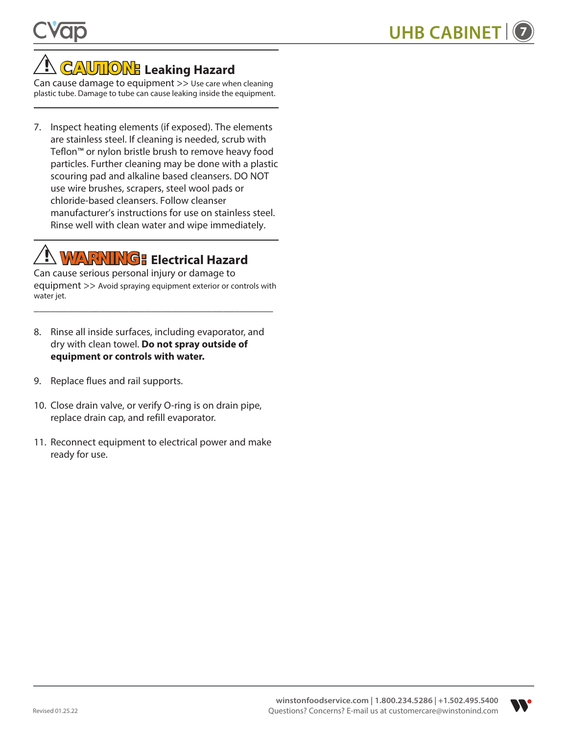## ⚠ CAUTION: Leaking Hazard

Can cause damage to equipment >> Use care when cleaning plastic tube. Damage to tube can cause leaking inside the equipment.

7. Inspect heating elements (if exposed). The elements are stainless steel. If cleaning is needed, scrub with Teflon™ or nylon bristle brush to remove heavy food particles. Further cleaning may be done with a plastic scouring pad and alkaline based cleansers. DO NOT use wire brushes, scrapers, steel wool pads or chloride-based cleansers. Follow cleanser manufacturer's instructions for use on stainless steel. Rinse well with clean water and wipe immediately.

## ⚠ WARNING: Electrical Hazard

Can cause serious personal injury or damage to equipment >> Avoid spraying equipment exterior or controls with water jet.

8. Rinse all inside surfaces, including evaporator, and dry with clean towel. **Do not spray outside of equipment or controls with water.**

9. Replace flues and rail supports.

10. Close drain valve, or verify O-ring is on drain pipe, replace drain cap, and refill evaporator.

11. Reconnect equipment to electrical power and make ready for use.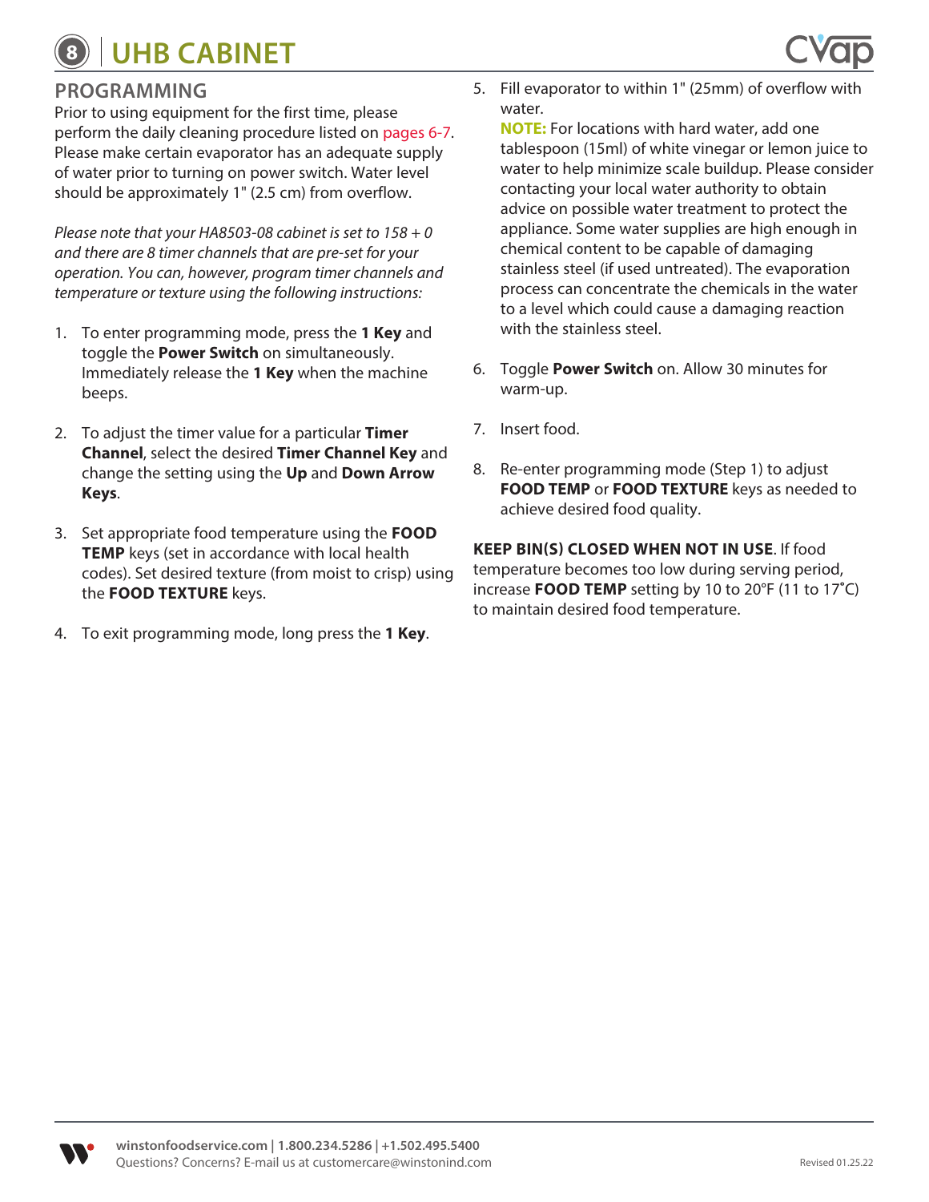## PROGRAMMING

Prior to using equipment for the first time, please perform the daily cleaning procedure listed on pages 6-7. Please make certain evaporator has an adequate supply of water prior to turning on power switch. Water level should be approximately 1" (2.5 cm) from overflow.

*Please note that your HA8503-08 cabinet is set to 158 + 0 and there are 8 timer channels that are pre-set for your operation. You can, however, program timer channels and temperature or texture using the following instructions:*

1. To enter programming mode, press the **1 Key** and toggle the **Power Switch** on simultaneously. Immediately release the **1 Key** when the machine beeps.

2. To adjust the timer value for a particular **Timer Channel**, select the desired **Timer Channel Key** and change the setting using the **Up** and **Down Arrow Keys**.

3. Set appropriate food temperature using the **FOOD TEMP** keys (set in accordance with local health codes). Set desired texture (from moist to crisp) using the **FOOD TEXTURE** keys.

4. To exit programming mode, long press the **1 Key**.

5. Fill evaporator to within 1" (25mm) of overflow with water.
   **NOTE:** For locations with hard water, add one tablespoon (15ml) of white vinegar or lemon juice to water to help minimize scale buildup. Please consider contacting your local water authority to obtain advice on possible water treatment to protect the appliance. Some water supplies are high enough in chemical content to be capable of damaging stainless steel (if used untreated). The evaporation process can concentrate the chemicals in the water to a level which could cause a damaging reaction with the stainless steel.

6. Toggle **Power Switch** on. Allow 30 minutes for warm-up.

7. Insert food.

8. Re-enter programming mode (Step 1) to adjust **FOOD TEMP** or **FOOD TEXTURE** keys as needed to achieve desired food quality.

**KEEP BIN(S) CLOSED WHEN NOT IN USE**. If food temperature becomes too low during serving period, increase **FOOD TEMP** setting by 10 to 20°F (11 to 17°C) to maintain desired food temperature.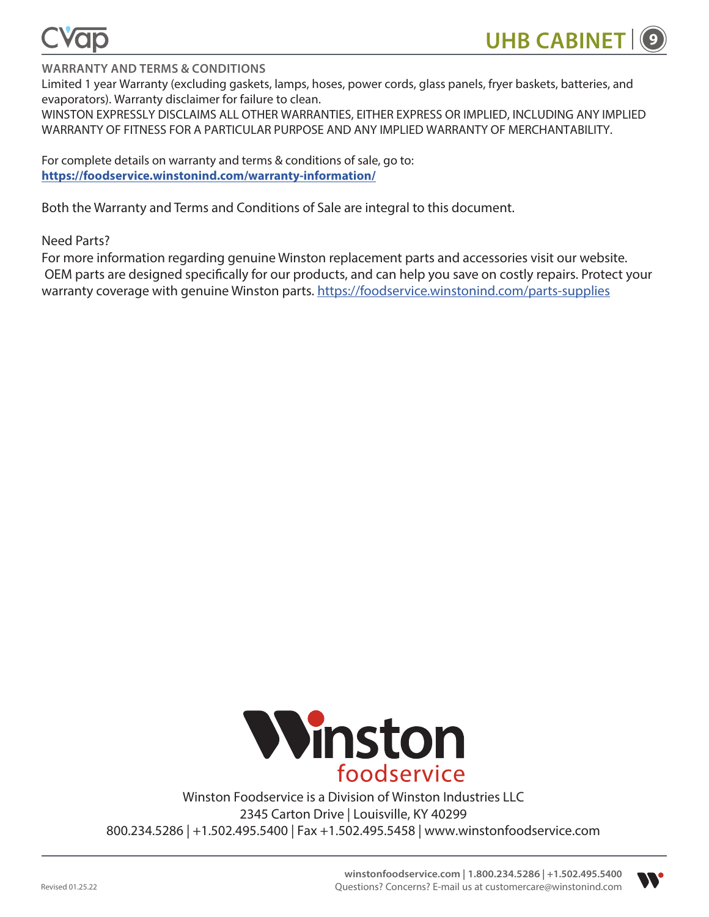## WARRANTY AND TERMS & CONDITIONS

Limited 1 year Warranty (excluding gaskets, lamps, hoses, power cords, glass panels, fryer baskets, batteries, and evaporators). Warranty disclaimer for failure to clean.

WINSTON EXPRESSLY DISCLAIMS ALL OTHER WARRANTIES, EITHER EXPRESS OR IMPLIED, INCLUDING ANY IMPLIED WARRANTY OF FITNESS FOR A PARTICULAR PURPOSE AND ANY IMPLIED WARRANTY OF MERCHANTABILITY.

For complete details on warranty and terms & conditions of sale, go to:
**https://foodservice.winstonind.com/warranty-information/**

Both the Warranty and Terms and Conditions of Sale are integral to this document.

Need Parts?

For more information regarding genuine Winston replacement parts and accessories visit our website. OEM parts are designed specifically for our products, and can help you save on costly repairs. Protect your warranty coverage with genuine Winston parts. https://foodservice.winstonind.com/parts-supplies

Winston foodservice

Winston Foodservice is a Division of Winston Industries LLC
2345 Carton Drive | Louisville, KY 40299
800.234.5286 | +1.502.495.5400 | Fax +1.502.495.5458 | www.winstonfoodservice.com

Revised 01.25.22